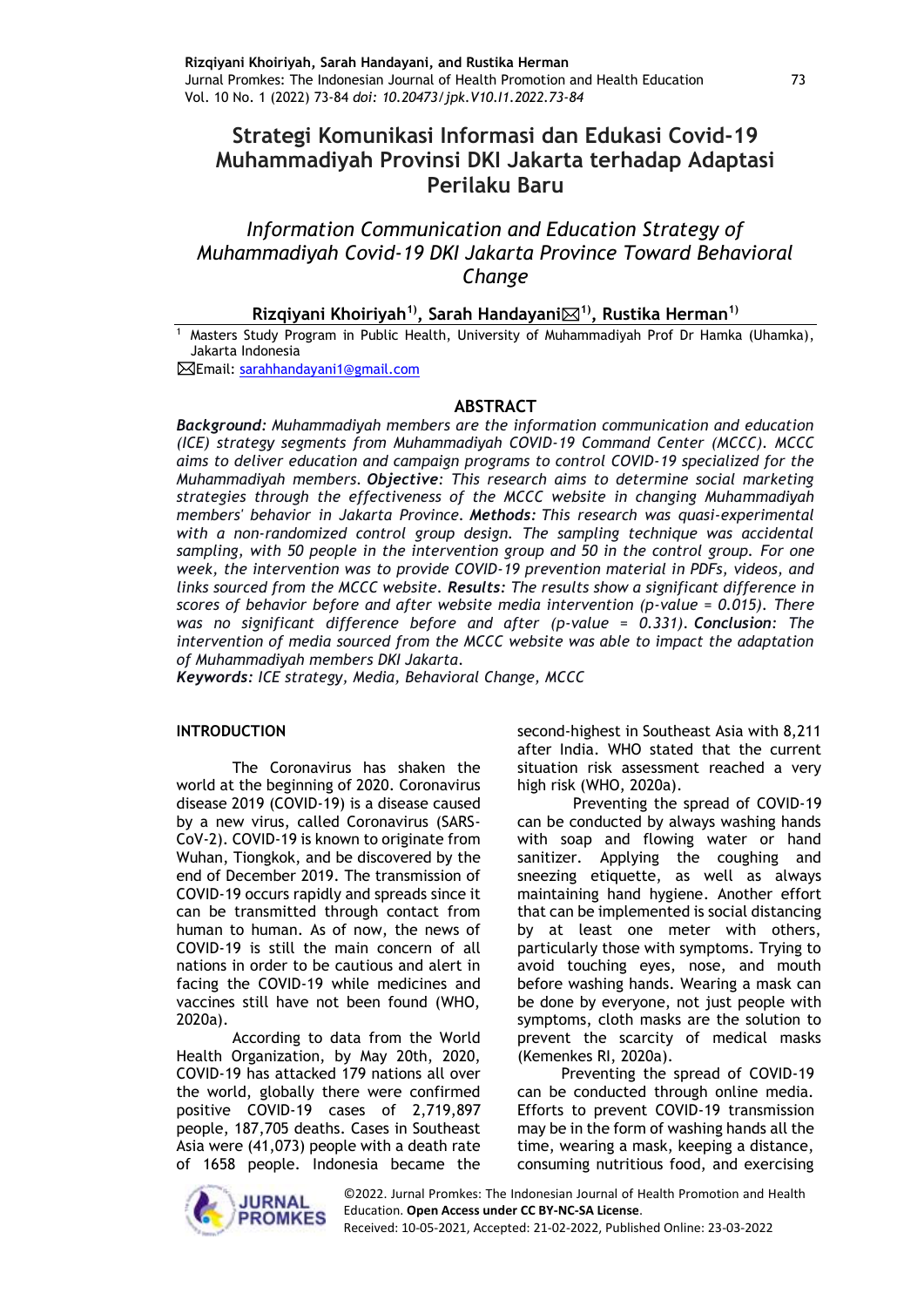# Strategi Komunikasi Informasi dan Edukasi Covid-19 Muhammadiyah Provinsi DKI Jakarta terhadap Adaptasi Perilaku Baru

## *Information Communication and Education Strategy of Muhammadiyah Covid-19 DKI Jakarta Province Toward Behavioral Change*

**Rizqiyani Khoiriyah[1], Sarah Handayani✉[1], Rustika Herman[1]**

[1] Masters Study Program in Public Health, University of Muhammadiyah Prof Dr Hamka (Uhamka), Jakarta Indonesia

✉Email: sarahhandayani1@gmail.com

### ABSTRACT

***Background:*** *Muhammadiyah members are the information communication and education (ICE) strategy segments from Muhammadiyah COVID-19 Command Center (MCCC). MCCC aims to deliver education and campaign programs to control COVID-19 specialized for the Muhammadiyah members.* ***Objective****: This research aims to determine social marketing strategies through the effectiveness of the MCCC website in changing Muhammadiyah members' behavior in Jakarta Province.* ***Methods****: This research was quasi-experimental with a non-randomized control group design. The sampling technique was accidental sampling, with 50 people in the intervention group and 50 in the control group. For one week, the intervention was to provide COVID-19 prevention material in PDFs, videos, and links sourced from the MCCC website.* ***Results****: The results show a significant difference in scores of behavior before and after website media intervention (p-value = 0.015). There was no significant difference before and after (p-value = 0.331).* ***Conclusion****: The intervention of media sourced from the MCCC website was able to impact the adaptation of Muhammadiyah members DKI Jakarta.*

***Keywords****: ICE strategy, Media, Behavioral Change, MCCC*

### INTRODUCTION

The Coronavirus has shaken the world at the beginning of 2020. Coronavirus disease 2019 (COVID-19) is a disease caused by a new virus, called Coronavirus (SARS-CoV-2). COVID-19 is known to originate from Wuhan, Tiongkok, and be discovered by the end of December 2019. The transmission of COVID-19 occurs rapidly and spreads since it can be transmitted through contact from human to human. As of now, the news of COVID-19 is still the main concern of all nations in order to be cautious and alert in facing the COVID-19 while medicines and vaccines still have not been found (WHO, 2020a).

According to data from the World Health Organization, by May 20th, 2020, COVID-19 has attacked 179 nations all over the world, globally there were confirmed positive COVID-19 cases of 2,719,897 people, 187,705 deaths. Cases in Southeast Asia were (41,073) people with a death rate of 1658 people. Indonesia became the second-highest in Southeast Asia with 8,211 after India. WHO stated that the current situation risk assessment reached a very high risk (WHO, 2020a).

Preventing the spread of COVID-19 can be conducted by always washing hands with soap and flowing water or hand sanitizer. Applying the coughing and sneezing etiquette, as well as always maintaining hand hygiene. Another effort that can be implemented is social distancing by at least one meter with others, particularly those with symptoms. Trying to avoid touching eyes, nose, and mouth before washing hands. Wearing a mask can be done by everyone, not just people with symptoms, cloth masks are the solution to prevent the scarcity of medical masks (Kemenkes RI, 2020a).

Preventing the spread of COVID-19 can be conducted through online media. Efforts to prevent COVID-19 transmission may be in the form of washing hands all the time, wearing a mask, keeping a distance, consuming nutritious food, and exercising

©2022. Jurnal Promkes: The Indonesian Journal of Health Promotion and Health Education. **Open Access under CC BY-NC-SA License**.
Received: 10-05-2021, Accepted: 21-02-2022, Published Online: 23-03-2022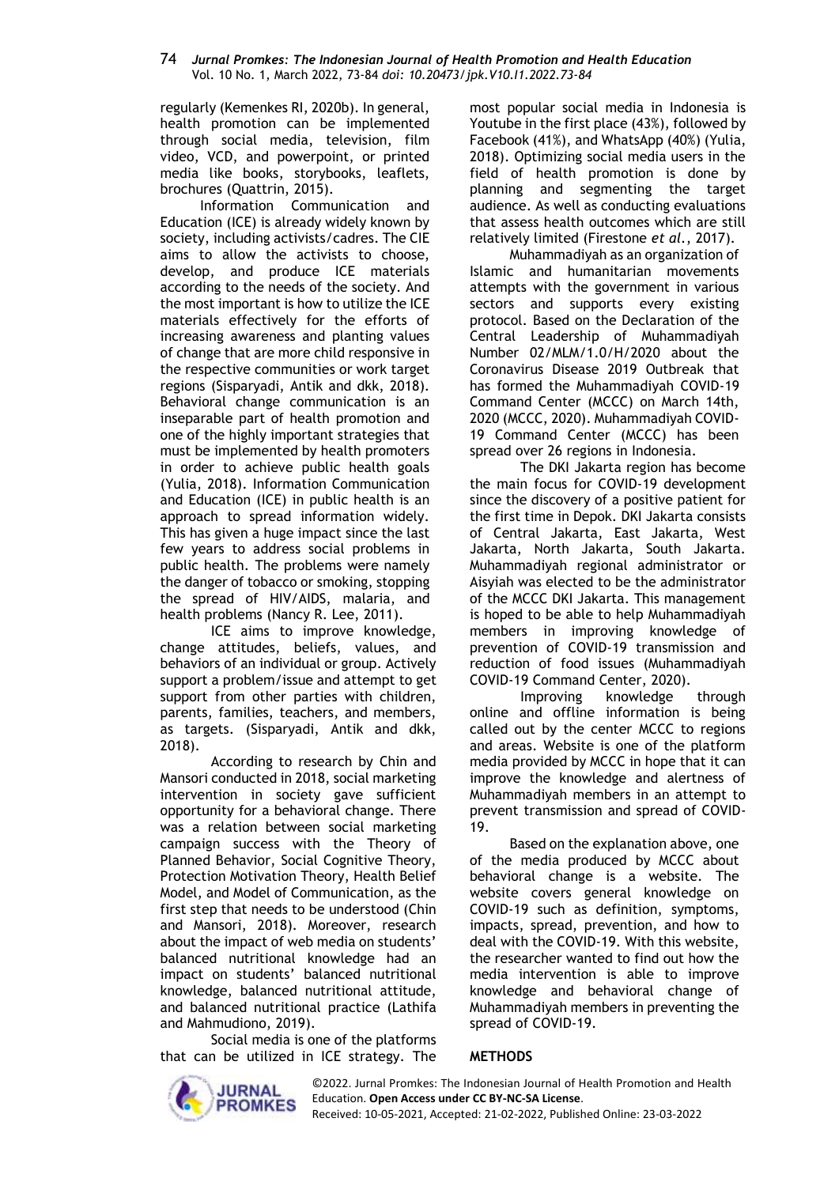regularly (Kemenkes RI, 2020b). In general, health promotion can be implemented through social media, television, film video, VCD, and powerpoint, or printed media like books, storybooks, leaflets, brochures (Quattrin, 2015).

Information Communication and Education (ICE) is already widely known by society, including activists/cadres. The CIE aims to allow the activists to choose, develop, and produce ICE materials according to the needs of the society. And the most important is how to utilize the ICE materials effectively for the efforts of increasing awareness and planting values of change that are more child responsive in the respective communities or work target regions (Sisparyadi, Antik and dkk, 2018). Behavioral change communication is an inseparable part of health promotion and one of the highly important strategies that must be implemented by health promoters in order to achieve public health goals (Yulia, 2018). Information Communication and Education (ICE) in public health is an approach to spread information widely. This has given a huge impact since the last few years to address social problems in public health. The problems were namely the danger of tobacco or smoking, stopping the spread of HIV/AIDS, malaria, and health problems (Nancy R. Lee, 2011).

ICE aims to improve knowledge, change attitudes, beliefs, values, and behaviors of an individual or group. Actively support a problem/issue and attempt to get support from other parties with children, parents, families, teachers, and members, as targets. (Sisparyadi, Antik and dkk, 2018).

According to research by Chin and Mansori conducted in 2018, social marketing intervention in society gave sufficient opportunity for a behavioral change. There was a relation between social marketing campaign success with the Theory of Planned Behavior, Social Cognitive Theory, Protection Motivation Theory, Health Belief Model, and Model of Communication, as the first step that needs to be understood (Chin and Mansori, 2018). Moreover, research about the impact of web media on students' balanced nutritional knowledge had an impact on students' balanced nutritional knowledge, balanced nutritional attitude, and balanced nutritional practice (Lathifa and Mahmudiono, 2019).

Social media is one of the platforms that can be utilized in ICE strategy. The most popular social media in Indonesia is Youtube in the first place (43%), followed by Facebook (41%), and WhatsApp (40%) (Yulia, 2018). Optimizing social media users in the field of health promotion is done by planning and segmenting the target audience. As well as conducting evaluations that assess health outcomes which are still relatively limited (Firestone *et al.*, 2017).

Muhammadiyah as an organization of Islamic and humanitarian movements attempts with the government in various sectors and supports every existing protocol. Based on the Declaration of the Central Leadership of Muhammadiyah Number 02/MLM/1.0/H/2020 about the Coronavirus Disease 2019 Outbreak that has formed the Muhammadiyah COVID-19 Command Center (MCCC) on March 14th, 2020 (MCCC, 2020). Muhammadiyah COVID-19 Command Center (MCCC) has been spread over 26 regions in Indonesia.

The DKI Jakarta region has become the main focus for COVID-19 development since the discovery of a positive patient for the first time in Depok. DKI Jakarta consists of Central Jakarta, East Jakarta, West Jakarta, North Jakarta, South Jakarta. Muhammadiyah regional administrator or Aisyiah was elected to be the administrator of the MCCC DKI Jakarta. This management is hoped to be able to help Muhammadiyah members in improving knowledge of prevention of COVID-19 transmission and reduction of food issues (Muhammadiyah COVID-19 Command Center, 2020).

Improving knowledge through online and offline information is being called out by the center MCCC to regions and areas. Website is one of the platform media provided by MCCC in hope that it can improve the knowledge and alertness of Muhammadiyah members in an attempt to prevent transmission and spread of COVID-19.

Based on the explanation above, one of the media produced by MCCC about behavioral change is a website. The website covers general knowledge on COVID-19 such as definition, symptoms, impacts, spread, prevention, and how to deal with the COVID-19. With this website, the researcher wanted to find out how the media intervention is able to improve knowledge and behavioral change of Muhammadiyah members in preventing the spread of COVID-19.

## METHODS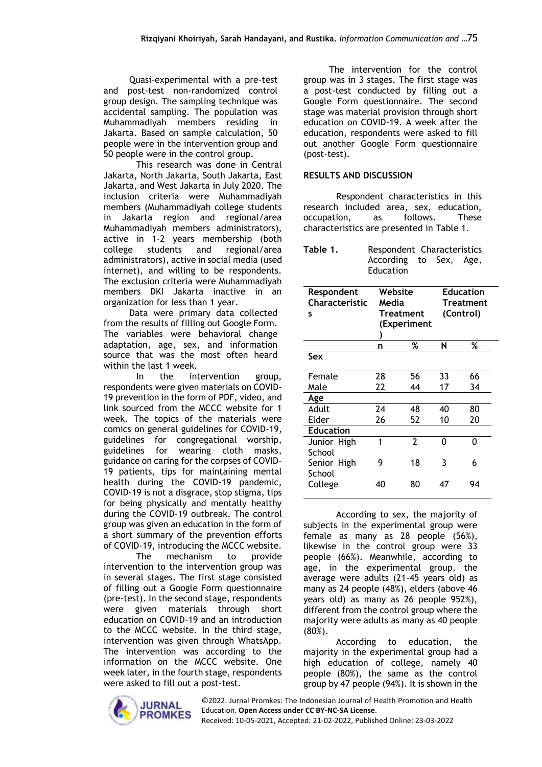Quasi-experimental with a pre-test and post-test non-randomized control group design. The sampling technique was accidental sampling. The population was Muhammadiyah members residing in Jakarta. Based on sample calculation, 50 people were in the intervention group and 50 people were in the control group.

This research was done in Central Jakarta, North Jakarta, South Jakarta, East Jakarta, and West Jakarta in July 2020. The inclusion criteria were Muhammadiyah members (Muhammadiyah college students in Jakarta region and regional/area Muhammadiyah members administrators), active in 1-2 years membership (both college students and regional/area administrators), active in social media (used internet), and willing to be respondents. The exclusion criteria were Muhammadiyah members DKI Jakarta inactive in an organization for less than 1 year.

Data were primary data collected from the results of filling out Google Form. The variables were behavioral change adaptation, age, sex, and information source that was the most often heard within the last 1 week.

In the intervention group, respondents were given materials on COVID-19 prevention in the form of PDF, video, and link sourced from the MCCC website for 1 week. The topics of the materials were comics on general guidelines for COVID-19, guidelines for congregational worship, guidelines for wearing cloth masks, guidance on caring for the corpses of COVID-19 patients, tips for maintaining mental health during the COVID-19 pandemic, COVID-19 is not a disgrace, stop stigma, tips for being physically and mentally healthy during the COVID-19 outbreak. The control group was given an education in the form of a short summary of the prevention efforts of COVID-19, introducing the MCCC website.

The mechanism to provide intervention to the intervention group was in several stages. The first stage consisted of filling out a Google Form questionnaire (pre-test). In the second stage, respondents were given materials through short education on COVID-19 and an introduction to the MCCC website. In the third stage, intervention was given through WhatsApp. The intervention was according to the information on the MCCC website. One week later, in the fourth stage, respondents were asked to fill out a post-test.

The intervention for the control group was in 3 stages. The first stage was a post-test conducted by filling out a Google Form questionnaire. The second stage was material provision through short education on COVID-19. A week after the education, respondents were asked to fill out another Google Form questionnaire (post-test).

## RESULTS AND DISCUSSION

Respondent characteristics in this research included area, sex, education, occupation, as follows. These characteristics are presented in Table 1.

**Table 1.** Respondent Characteristics According to Sex, Age, Education

| Respondent Characteristics | Website Media Treatment (Experiment) | | Education Treatment (Control) | |
|---|---|---|---|---|
| | n | % | N | % |
| **Sex** | | | | |
| Female | 28 | 56 | 33 | 66 |
| Male | 22 | 44 | 17 | 34 |
| **Age** | | | | |
| Adult | 24 | 48 | 40 | 80 |
| Elder | 26 | 52 | 10 | 20 |
| **Education** | | | | |
| Junior High School | 1 | 2 | 0 | 0 |
| Senior High School | 9 | 18 | 3 | 6 |
| College | 40 | 80 | 47 | 94 |

According to sex, the majority of subjects in the experimental group were female as many as 28 people (56%), likewise in the control group were 33 people (66%). Meanwhile, according to age, in the experimental group, the average were adults (21-45 years old) as many as 24 people (48%), elders (above 46 years old) as many as 26 people 952%), different from the control group where the majority were adults as many as 40 people (80%).

According to education, the majority in the experimental group had a high education of college, namely 40 people (80%), the same as the control group by 47 people (94%). It is shown in the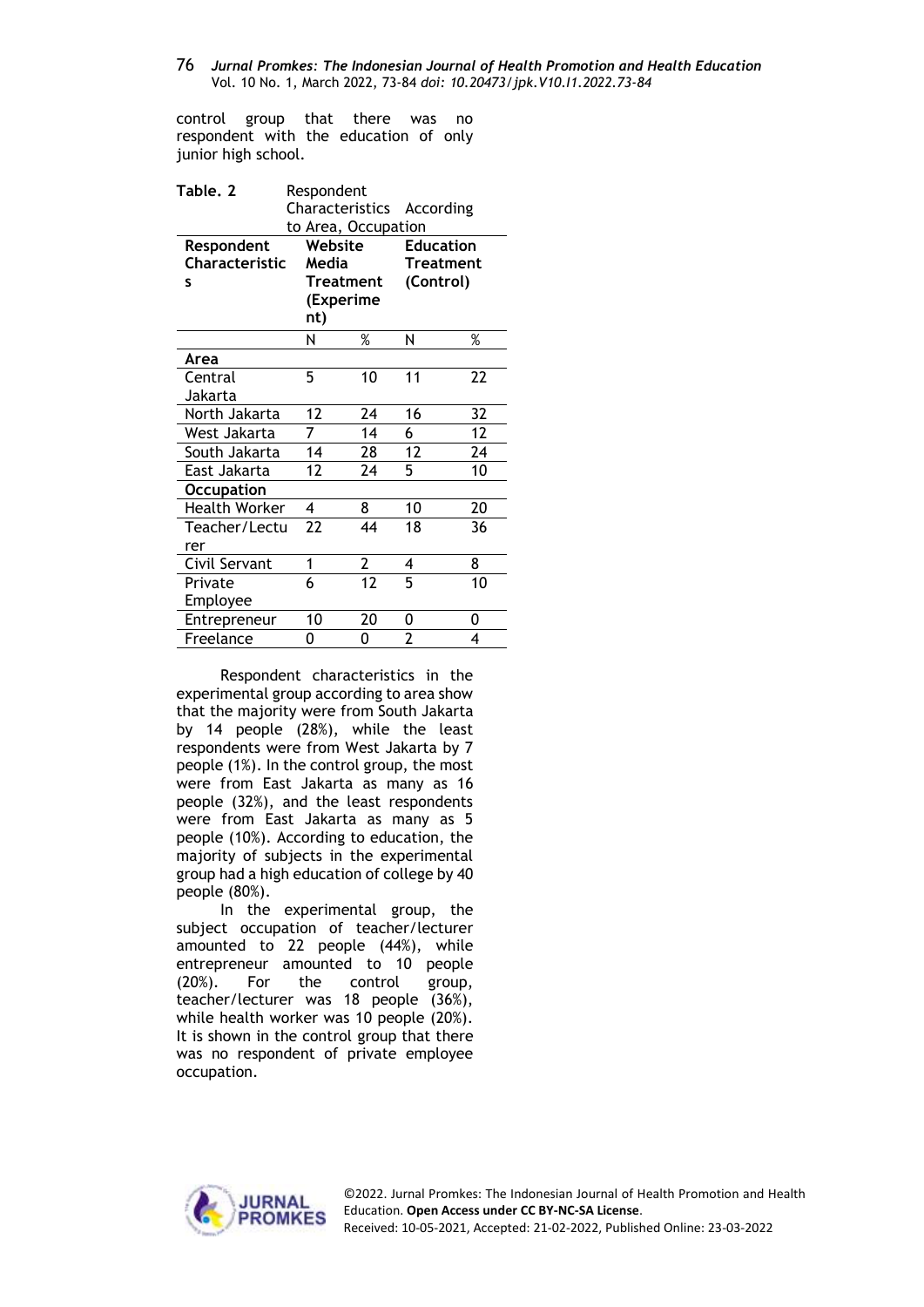control group that there was no respondent with the education of only junior high school.

**Table. 2** Respondent Characteristics According to Area, Occupation

| Respondent Characteristics | Website Media Treatment (Experiment) | | Education Treatment (Control) | |
|---|---|---|---|---|
| | N | % | N | % |
| **Area** | | | | |
| Central Jakarta | 5 | 10 | 11 | 22 |
| North Jakarta | 12 | 24 | 16 | 32 |
| West Jakarta | 7 | 14 | 6 | 12 |
| South Jakarta | 14 | 28 | 12 | 24 |
| East Jakarta | 12 | 24 | 5 | 10 |
| **Occupation** | | | | |
| Health Worker | 4 | 8 | 10 | 20 |
| Teacher/Lecturer | 22 | 44 | 18 | 36 |
| Civil Servant | 1 | 2 | 4 | 8 |
| Private Employee | 6 | 12 | 5 | 10 |
| Entrepreneur | 10 | 20 | 0 | 0 |
| Freelance | 0 | 0 | 2 | 4 |

Respondent characteristics in the experimental group according to area show that the majority were from South Jakarta by 14 people (28%), while the least respondents were from West Jakarta by 7 people (1%). In the control group, the most were from East Jakarta as many as 16 people (32%), and the least respondents were from East Jakarta as many as 5 people (10%). According to education, the majority of subjects in the experimental group had a high education of college by 40 people (80%).

In the experimental group, the subject occupation of teacher/lecturer amounted to 22 people (44%), while entrepreneur amounted to 10 people (20%). For the control group, teacher/lecturer was 18 people (36%), while health worker was 10 people (20%). It is shown in the control group that there was no respondent of private employee occupation.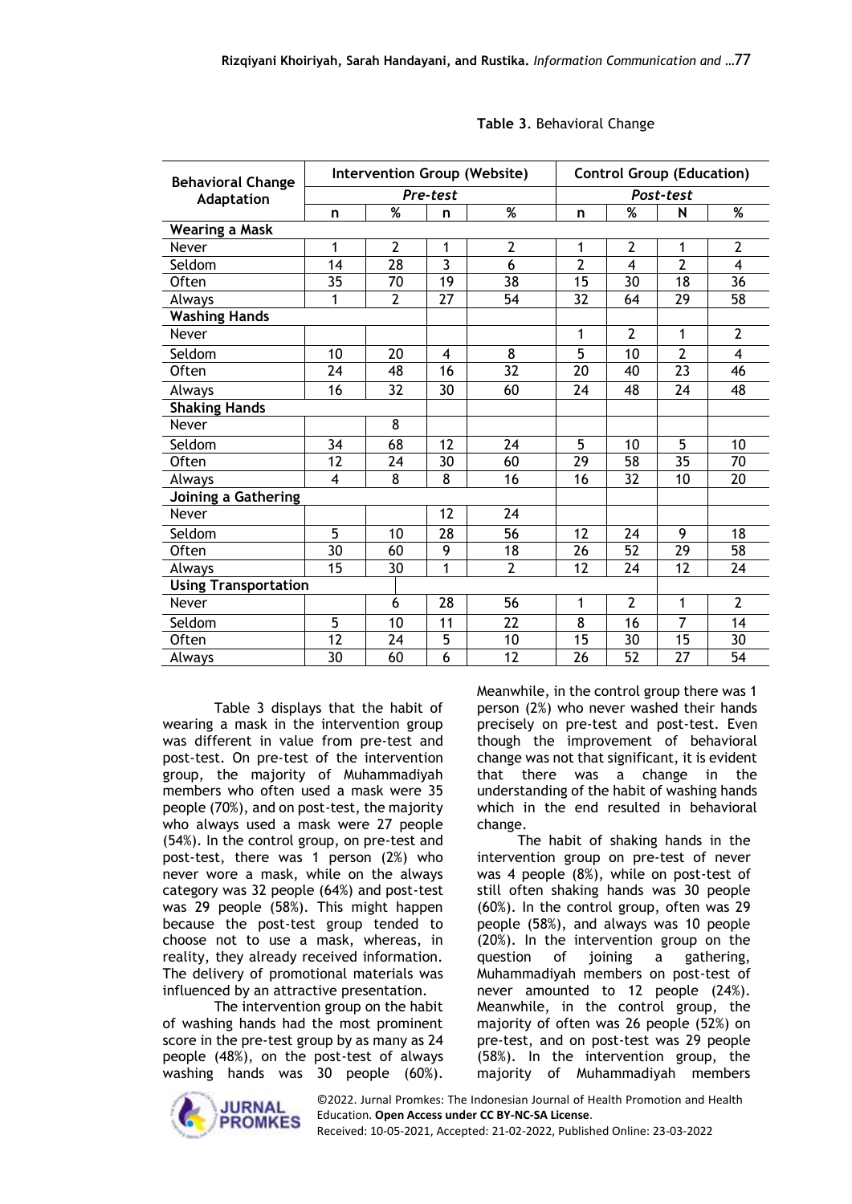**Table 3**. Behavioral Change

| Behavioral Change Adaptation | Intervention Group (Website) | | | | Control Group (Education) | | | |
|---|---|---|---|---|---|---|---|---|
| | *Pre-test* | | | | *Post-test* | | | |
| | n | % | n | % | n | % | N | % |
| **Wearing a Mask** | | | | | | | | |
| Never | 1 | 2 | 1 | 2 | 1 | 2 | 1 | 2 |
| Seldom | 14 | 28 | 3 | 6 | 2 | 4 | 2 | 4 |
| Often | 35 | 70 | 19 | 38 | 15 | 30 | 18 | 36 |
| Always | 1 | 2 | 27 | 54 | 32 | 64 | 29 | 58 |
| **Washing Hands** | | | | | | | | |
| Never | | | | | 1 | 2 | 1 | 2 |
| Seldom | 10 | 20 | 4 | 8 | 5 | 10 | 2 | 4 |
| Often | 24 | 48 | 16 | 32 | 20 | 40 | 23 | 46 |
| Always | 16 | 32 | 30 | 60 | 24 | 48 | 24 | 48 |
| **Shaking Hands** | | | | | | | | |
| Never | | 8 | | | | | | |
| Seldom | 34 | 68 | 12 | 24 | 5 | 10 | 5 | 10 |
| Often | 12 | 24 | 30 | 60 | 29 | 58 | 35 | 70 |
| Always | 4 | 8 | 8 | 16 | 16 | 32 | 10 | 20 |
| **Joining a Gathering** | | | | | | | | |
| Never | | | 12 | 24 | | | | |
| Seldom | 5 | 10 | 28 | 56 | 12 | 24 | 9 | 18 |
| Often | 30 | 60 | 9 | 18 | 26 | 52 | 29 | 58 |
| Always | 15 | 30 | 1 | 2 | 12 | 24 | 12 | 24 |
| **Using Transportation** | | | | | | | | |
| Never | | 6 | 28 | 56 | 1 | 2 | 1 | 2 |
| Seldom | 5 | 10 | 11 | 22 | 8 | 16 | 7 | 14 |
| Often | 12 | 24 | 5 | 10 | 15 | 30 | 15 | 30 |
| Always | 30 | 60 | 6 | 12 | 26 | 52 | 27 | 54 |

Table 3 displays that the habit of wearing a mask in the intervention group was different in value from pre-test and post-test. On pre-test of the intervention group, the majority of Muhammadiyah members who often used a mask were 35 people (70%), and on post-test, the majority who always used a mask were 27 people (54%). In the control group, on pre-test and post-test, there was 1 person (2%) who never wore a mask, while on the always category was 32 people (64%) and post-test was 29 people (58%). This might happen because the post-test group tended to choose not to use a mask, whereas, in reality, they already received information. The delivery of promotional materials was influenced by an attractive presentation.

The intervention group on the habit of washing hands had the most prominent score in the pre-test group by as many as 24 people (48%), on the post-test of always washing hands was 30 people (60%). Meanwhile, in the control group there was 1 person (2%) who never washed their hands precisely on pre-test and post-test. Even though the improvement of behavioral change was not that significant, it is evident that there was a change in the understanding of the habit of washing hands which in the end resulted in behavioral change.

The habit of shaking hands in the intervention group on pre-test of never was 4 people (8%), while on post-test of still often shaking hands was 30 people (60%). In the control group, often was 29 people (58%), and always was 10 people (20%). In the intervention group on the question of joining a gathering, Muhammadiyah members on post-test of never amounted to 12 people (24%). Meanwhile, in the control group, the majority of often was 26 people (52%) on pre-test, and on post-test was 29 people (58%). In the intervention group, the majority of Muhammadiyah members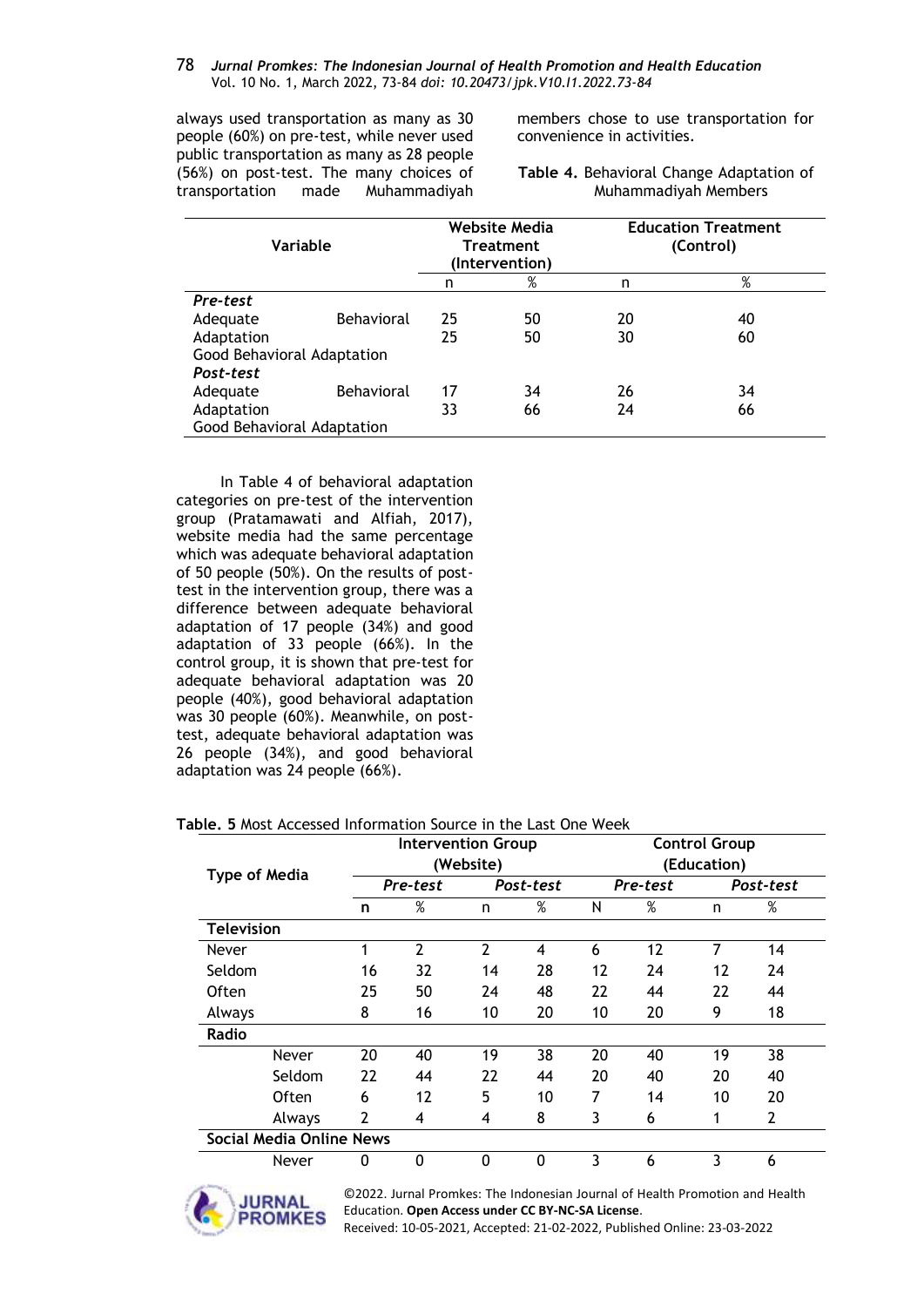always used transportation as many as 30 people (60%) on pre-test, while never used public transportation as many as 28 people (56%) on post-test. The many choices of transportation made Muhammadiyah members chose to use transportation for convenience in activities.

**Table 4.** Behavioral Change Adaptation of Muhammadiyah Members

| Variable | Website Media Treatment (Intervention) | | Education Treatment (Control) | |
|---|---|---|---|---|
| | n | % | n | % |
| ***Pre-test*** | | | | |
| Adequate Behavioral Adaptation | 25 | 50 | 20 | 40 |
| Good Behavioral Adaptation | 25 | 50 | 30 | 60 |
| ***Post-test*** | | | | |
| Adequate Behavioral Adaptation | 17 | 34 | 26 | 34 |
| Good Behavioral Adaptation | 33 | 66 | 24 | 66 |

In Table 4 of behavioral adaptation categories on pre-test of the intervention group (Pratamawati and Alfiah, 2017), website media had the same percentage which was adequate behavioral adaptation of 50 people (50%). On the results of post-test in the intervention group, there was a difference between adequate behavioral adaptation of 17 people (34%) and good adaptation of 33 people (66%). In the control group, it is shown that pre-test for adequate behavioral adaptation was 20 people (40%), good behavioral adaptation was 30 people (60%). Meanwhile, on post-test, adequate behavioral adaptation was 26 people (34%), and good behavioral adaptation was 24 people (66%).

**Table. 5** Most Accessed Information Source in the Last One Week

| Type of Media | Intervention Group (Website) | | | | Control Group (Education) | | | |
|---|---|---|---|---|---|---|---|---|
| | *Pre-test* | | *Post-test* | | *Pre-test* | | *Post-test* | |
| | **n** | % | n | % | N | % | n | % |
| **Television** | | | | | | | | |
| Never | 1 | 2 | 2 | 4 | 6 | 12 | 7 | 14 |
| Seldom | 16 | 32 | 14 | 28 | 12 | 24 | 12 | 24 |
| Often | 25 | 50 | 24 | 48 | 22 | 44 | 22 | 44 |
| Always | 8 | 16 | 10 | 20 | 10 | 20 | 9 | 18 |
| **Radio** | | | | | | | | |
| Never | 20 | 40 | 19 | 38 | 20 | 40 | 19 | 38 |
| Seldom | 22 | 44 | 22 | 44 | 20 | 40 | 20 | 40 |
| Often | 6 | 12 | 5 | 10 | 7 | 14 | 10 | 20 |
| Always | 2 | 4 | 4 | 8 | 3 | 6 | 1 | 2 |
| **Social Media Online News** | | | | | | | | |
| Never | 0 | 0 | 0 | 0 | 3 | 6 | 3 | 6 |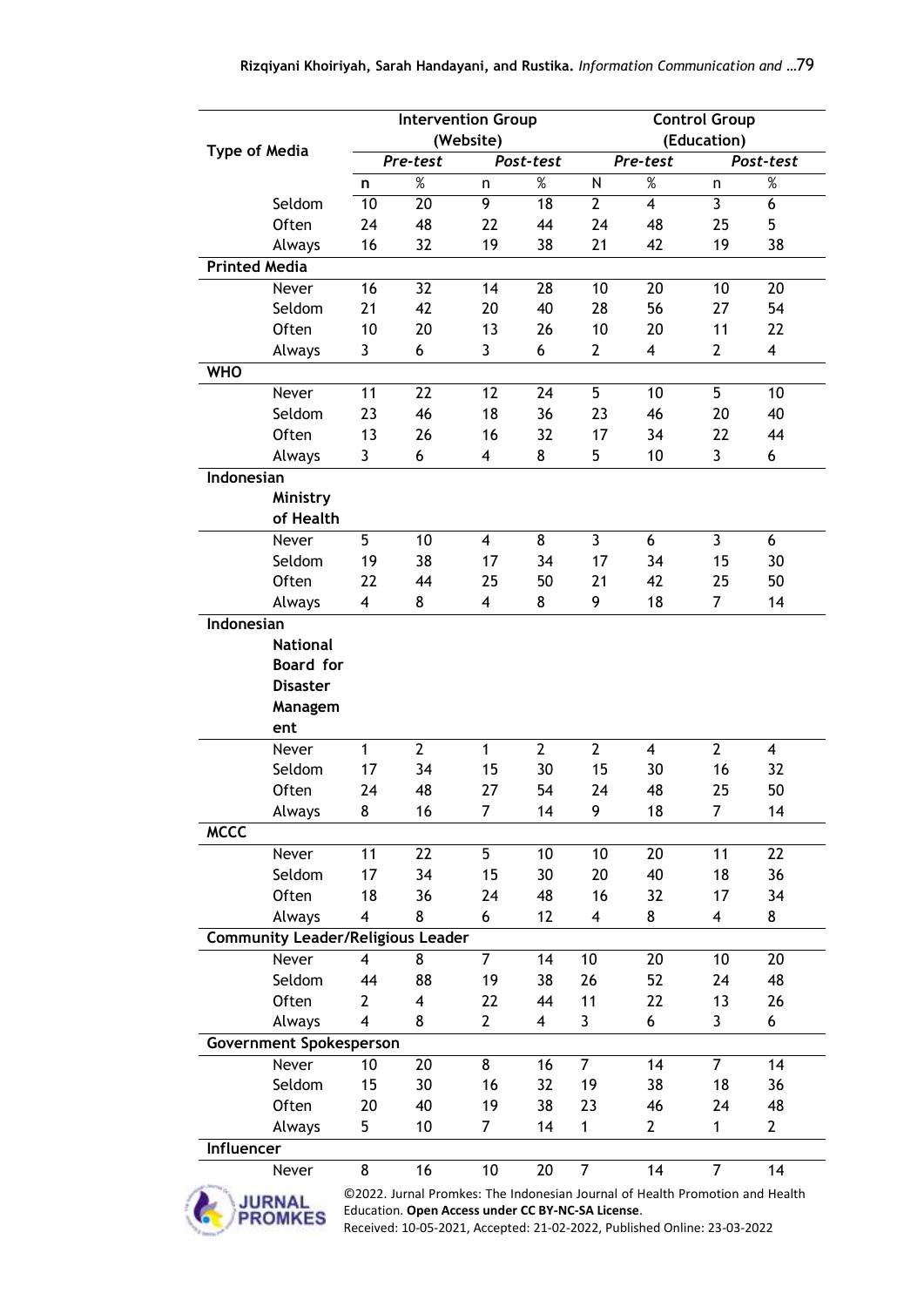| Type of Media | Intervention Group (Website) | | | | Control Group (Education) | | | |
|---|---|---|---|---|---|---|---|---|
| | *Pre-test* | | *Post-test* | | *Pre-test* | | *Post-test* | |
| | n | % | n | % | N | % | n | % |
| Seldom | 10 | 20 | 9 | 18 | 2 | 4 | 3 | 6 |
| Often | 24 | 48 | 22 | 44 | 24 | 48 | 25 | 5 |
| Always | 16 | 32 | 19 | 38 | 21 | 42 | 19 | 38 |
| **Printed Media** | | | | | | | | |
| Never | 16 | 32 | 14 | 28 | 10 | 20 | 10 | 20 |
| Seldom | 21 | 42 | 20 | 40 | 28 | 56 | 27 | 54 |
| Often | 10 | 20 | 13 | 26 | 10 | 20 | 11 | 22 |
| Always | 3 | 6 | 3 | 6 | 2 | 4 | 2 | 4 |
| **WHO** | | | | | | | | |
| Never | 11 | 22 | 12 | 24 | 5 | 10 | 5 | 10 |
| Seldom | 23 | 46 | 18 | 36 | 23 | 46 | 20 | 40 |
| Often | 13 | 26 | 16 | 32 | 17 | 34 | 22 | 44 |
| Always | 3 | 6 | 4 | 8 | 5 | 10 | 3 | 6 |
| **Indonesian Ministry of Health** | | | | | | | | |
| Never | 5 | 10 | 4 | 8 | 3 | 6 | 3 | 6 |
| Seldom | 19 | 38 | 17 | 34 | 17 | 34 | 15 | 30 |
| Often | 22 | 44 | 25 | 50 | 21 | 42 | 25 | 50 |
| Always | 4 | 8 | 4 | 8 | 9 | 18 | 7 | 14 |
| **Indonesian National Board for Disaster Management** | | | | | | | | |
| Never | 1 | 2 | 1 | 2 | 2 | 4 | 2 | 4 |
| Seldom | 17 | 34 | 15 | 30 | 15 | 30 | 16 | 32 |
| Often | 24 | 48 | 27 | 54 | 24 | 48 | 25 | 50 |
| Always | 8 | 16 | 7 | 14 | 9 | 18 | 7 | 14 |
| **MCCC** | | | | | | | | |
| Never | 11 | 22 | 5 | 10 | 10 | 20 | 11 | 22 |
| Seldom | 17 | 34 | 15 | 30 | 20 | 40 | 18 | 36 |
| Often | 18 | 36 | 24 | 48 | 16 | 32 | 17 | 34 |
| Always | 4 | 8 | 6 | 12 | 4 | 8 | 4 | 8 |
| **Community Leader/Religious Leader** | | | | | | | | |
| Never | 4 | 8 | 7 | 14 | 10 | 20 | 10 | 20 |
| Seldom | 44 | 88 | 19 | 38 | 26 | 52 | 24 | 48 |
| Often | 2 | 4 | 22 | 44 | 11 | 22 | 13 | 26 |
| Always | 4 | 8 | 2 | 4 | 3 | 6 | 3 | 6 |
| **Government Spokesperson** | | | | | | | | |
| Never | 10 | 20 | 8 | 16 | 7 | 14 | 7 | 14 |
| Seldom | 15 | 30 | 16 | 32 | 19 | 38 | 18 | 36 |
| Often | 20 | 40 | 19 | 38 | 23 | 46 | 24 | 48 |
| Always | 5 | 10 | 7 | 14 | 1 | 2 | 1 | 2 |
| **Influencer** | | | | | | | | |
| Never | 8 | 16 | 10 | 20 | 7 | 14 | 7 | 14 |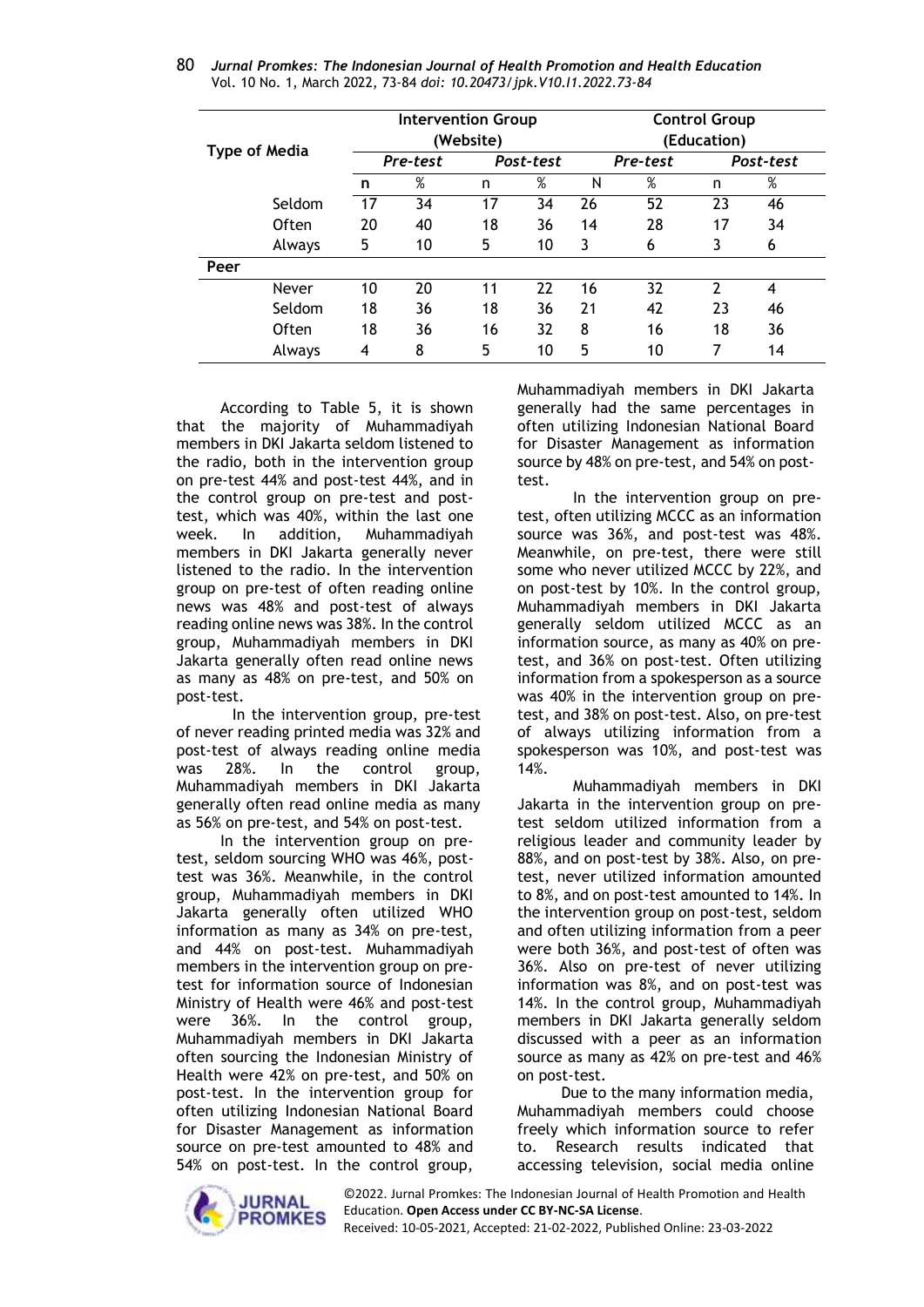| Type of Media | | Intervention Group (Website) | | | | Control Group (Education) | | | |
|---|---|---|---|---|---|---|---|---|---|
| | | *Pre-test* | | *Post-test* | | *Pre-test* | | *Post-test* | |
| | | n | % | n | % | N | % | n | % |
| | Seldom | 17 | 34 | 17 | 34 | 26 | 52 | 23 | 46 |
| | Often | 20 | 40 | 18 | 36 | 14 | 28 | 17 | 34 |
| | Always | 5 | 10 | 5 | 10 | 3 | 6 | 3 | 6 |
| **Peer** | | | | | | | | | |
| | Never | 10 | 20 | 11 | 22 | 16 | 32 | 2 | 4 |
| | Seldom | 18 | 36 | 18 | 36 | 21 | 42 | 23 | 46 |
| | Often | 18 | 36 | 16 | 32 | 8 | 16 | 18 | 36 |
| | Always | 4 | 8 | 5 | 10 | 5 | 10 | 7 | 14 |

According to Table 5, it is shown that the majority of Muhammadiyah members in DKI Jakarta seldom listened to the radio, both in the intervention group on pre-test 44% and post-test 44%, and in the control group on pre-test and post-test, which was 40%, within the last one week. In addition, Muhammadiyah members in DKI Jakarta generally never listened to the radio. In the intervention group on pre-test of often reading online news was 48% and post-test of always reading online news was 38%. In the control group, Muhammadiyah members in DKI Jakarta generally often read online news as many as 48% on pre-test, and 50% on post-test.

In the intervention group, pre-test of never reading printed media was 32% and post-test of always reading online media was 28%. In the control group, Muhammadiyah members in DKI Jakarta generally often read online media as many as 56% on pre-test, and 54% on post-test.

In the intervention group on pre-test, seldom sourcing WHO was 46%, post-test was 36%. Meanwhile, in the control group, Muhammadiyah members in DKI Jakarta generally often utilized WHO information as many as 34% on pre-test, and 44% on post-test. Muhammadiyah members in the intervention group on pre-test for information source of Indonesian Ministry of Health were 46% and post-test were 36%. In the control group, Muhammadiyah members in DKI Jakarta often sourcing the Indonesian Ministry of Health were 42% on pre-test, and 50% on post-test. In the intervention group for often utilizing Indonesian National Board for Disaster Management as information source on pre-test amounted to 48% and 54% on post-test. In the control group, Muhammadiyah members in DKI Jakarta generally had the same percentages in often utilizing Indonesian National Board for Disaster Management as information source by 48% on pre-test, and 54% on post-test.

In the intervention group on pre-test, often utilizing MCCC as an information source was 36%, and post-test was 48%. Meanwhile, on pre-test, there were still some who never utilized MCCC by 22%, and on post-test by 10%. In the control group, Muhammadiyah members in DKI Jakarta generally seldom utilized MCCC as an information source, as many as 40% on pre-test, and 36% on post-test. Often utilizing information from a spokesperson as a source was 40% in the intervention group on pre-test, and 38% on post-test. Also, on pre-test of always utilizing information from a spokesperson was 10%, and post-test was 14%.

Muhammadiyah members in DKI Jakarta in the intervention group on pre-test seldom utilized information from a religious leader and community leader by 88%, and on post-test by 38%. Also, on pre-test, never utilized information amounted to 8%, and on post-test amounted to 14%. In the intervention group on post-test, seldom and often utilizing information from a peer were both 36%, and post-test of often was 36%. Also on pre-test of never utilizing information was 8%, and on post-test was 14%. In the control group, Muhammadiyah members in DKI Jakarta generally seldom discussed with a peer as an information source as many as 42% on pre-test and 46% on post-test.

Due to the many information media, Muhammadiyah members could choose freely which information source to refer to. Research results indicated that accessing television, social media online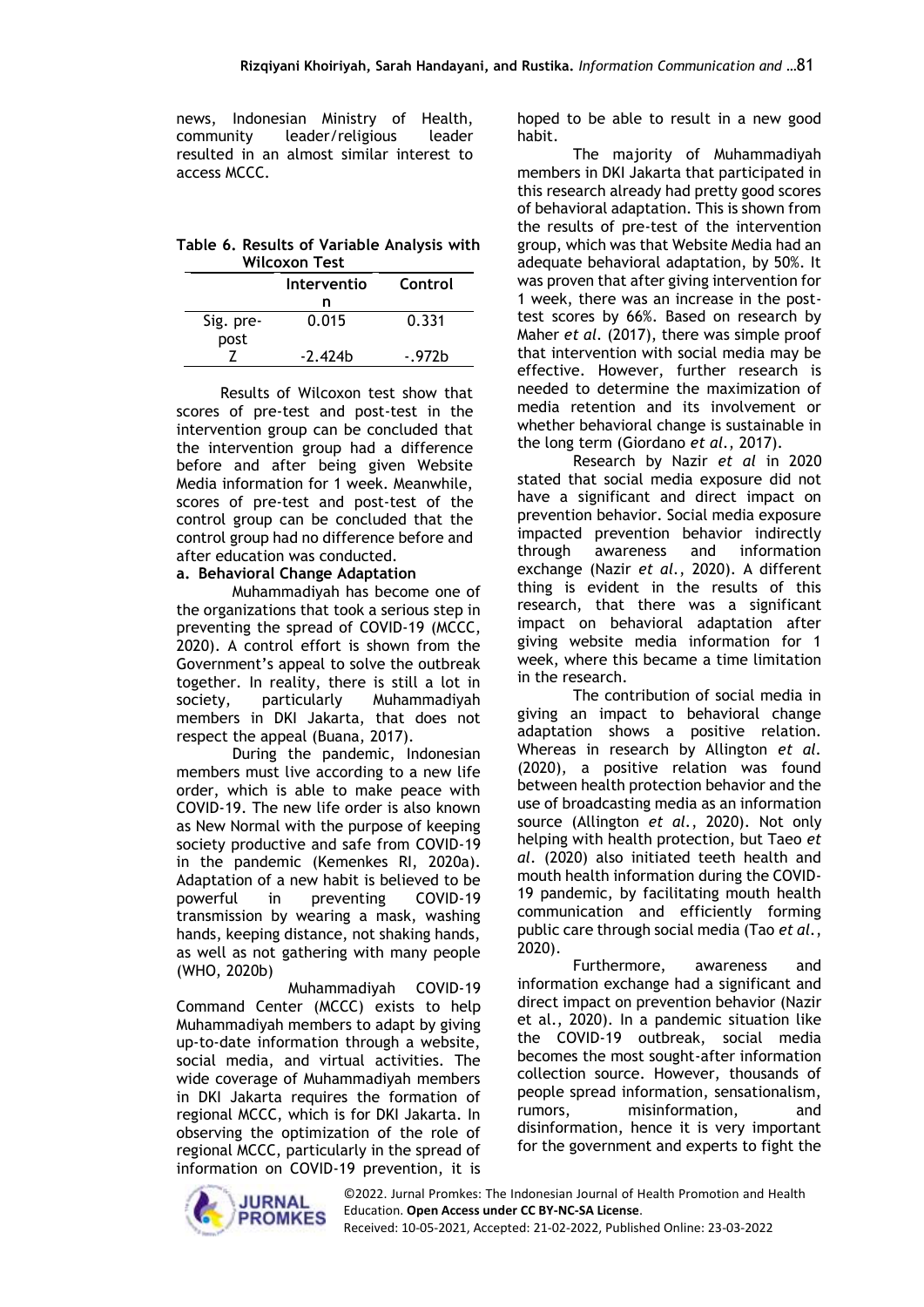news, Indonesian Ministry of Health, community leader/religious leader resulted in an almost similar interest to access MCCC.

**Table 6. Results of Variable Analysis with Wilcoxon Test**

| | Intervention | Control |
|---|---|---|
| Sig. pre-post | 0.015 | 0.331 |
| Z | -2.424b | -.972b |

Results of Wilcoxon test show that scores of pre-test and post-test in the intervention group can be concluded that the intervention group had a difference before and after being given Website Media information for 1 week. Meanwhile, scores of pre-test and post-test of the control group can be concluded that the control group had no difference before and after education was conducted.

**a. Behavioral Change Adaptation**

Muhammadiyah has become one of the organizations that took a serious step in preventing the spread of COVID-19 (MCCC, 2020). A control effort is shown from the Government's appeal to solve the outbreak together. In reality, there is still a lot in society, particularly Muhammadiyah members in DKI Jakarta, that does not respect the appeal (Buana, 2017).

During the pandemic, Indonesian members must live according to a new life order, which is able to make peace with COVID-19. The new life order is also known as New Normal with the purpose of keeping society productive and safe from COVID-19 in the pandemic (Kemenkes RI, 2020a). Adaptation of a new habit is believed to be powerful in preventing COVID-19 transmission by wearing a mask, washing hands, keeping distance, not shaking hands, as well as not gathering with many people (WHO, 2020b)

Muhammadiyah COVID-19 Command Center (MCCC) exists to help Muhammadiyah members to adapt by giving up-to-date information through a website, social media, and virtual activities. The wide coverage of Muhammadiyah members in DKI Jakarta requires the formation of regional MCCC, which is for DKI Jakarta. In observing the optimization of the role of regional MCCC, particularly in the spread of information on COVID-19 prevention, it is hoped to be able to result in a new good habit.

The majority of Muhammadiyah members in DKI Jakarta that participated in this research already had pretty good scores of behavioral adaptation. This is shown from the results of pre-test of the intervention group, which was that Website Media had an adequate behavioral adaptation, by 50%. It was proven that after giving intervention for 1 week, there was an increase in the post-test scores by 66%. Based on research by Maher *et al.* (2017), there was simple proof that intervention with social media may be effective. However, further research is needed to determine the maximization of media retention and its involvement or whether behavioral change is sustainable in the long term (Giordano *et al.*, 2017).

Research by Nazir *et al* in 2020 stated that social media exposure did not have a significant and direct impact on prevention behavior. Social media exposure impacted prevention behavior indirectly through awareness and information exchange (Nazir *et al.*, 2020). A different thing is evident in the results of this research, that there was a significant impact on behavioral adaptation after giving website media information for 1 week, where this became a time limitation in the research.

The contribution of social media in giving an impact to behavioral change adaptation shows a positive relation. Whereas in research by Allington *et al.* (2020), a positive relation was found between health protection behavior and the use of broadcasting media as an information source (Allington *et al.*, 2020). Not only helping with health protection, but Taeo *et al.* (2020) also initiated teeth health and mouth health information during the COVID-19 pandemic, by facilitating mouth health communication and efficiently forming public care through social media (Tao *et al.*, 2020).

Furthermore, awareness and information exchange had a significant and direct impact on prevention behavior (Nazir et al., 2020). In a pandemic situation like the COVID-19 outbreak, social media becomes the most sought-after information collection source. However, thousands of people spread information, sensationalism, rumors, misinformation, and disinformation, hence it is very important for the government and experts to fight the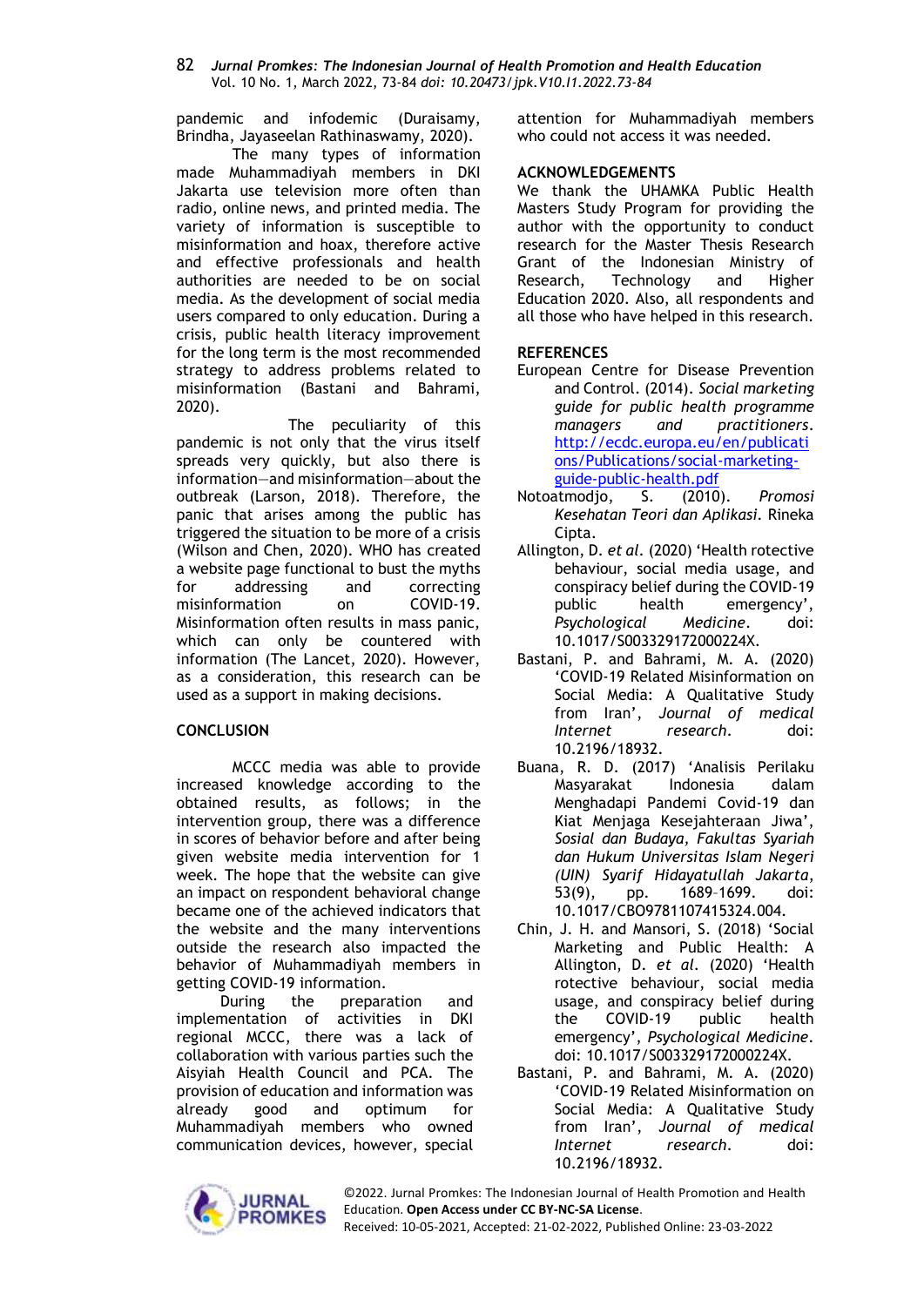pandemic and infodemic (Duraisamy, Brindha, Jayaseelan Rathinaswamy, 2020).

The many types of information made Muhammadiyah members in DKI Jakarta use television more often than radio, online news, and printed media. The variety of information is susceptible to misinformation and hoax, therefore active and effective professionals and health authorities are needed to be on social media. As the development of social media users compared to only education. During a crisis, public health literacy improvement for the long term is the most recommended strategy to address problems related to misinformation (Bastani and Bahrami, 2020).

The peculiarity of this pandemic is not only that the virus itself spreads very quickly, but also there is information—and misinformation—about the outbreak (Larson, 2018). Therefore, the panic that arises among the public has triggered the situation to be more of a crisis (Wilson and Chen, 2020). WHO has created a website page functional to bust the myths for addressing and correcting misinformation on COVID-19. Misinformation often results in mass panic, which can only be countered with information (The Lancet, 2020). However, as a consideration, this research can be used as a support in making decisions.

## CONCLUSION

MCCC media was able to provide increased knowledge according to the obtained results, as follows; in the intervention group, there was a difference in scores of behavior before and after being given website media intervention for 1 week. The hope that the website can give an impact on respondent behavioral change became one of the achieved indicators that the website and the many interventions outside the research also impacted the behavior of Muhammadiyah members in getting COVID-19 information.

During the preparation and implementation of activities in DKI regional MCCC, there was a lack of collaboration with various parties such the Aisyiah Health Council and PCA. The provision of education and information was already good and optimum for Muhammadiyah members who owned communication devices, however, special attention for Muhammadiyah members who could not access it was needed.

## ACKNOWLEDGEMENTS

We thank the UHAMKA Public Health Masters Study Program for providing the author with the opportunity to conduct research for the Master Thesis Research Grant of the Indonesian Ministry of Research, Technology and Higher Education 2020. Also, all respondents and all those who have helped in this research.

## REFERENCES

European Centre for Disease Prevention and Control. (2014). *Social marketing guide for public health programme managers and practitioners*. http://ecdc.europa.eu/en/publications/Publications/social-marketing-guide-public-health.pdf

Notoatmodjo, S. (2010). *Promosi Kesehatan Teori dan Aplikasi*. Rineka Cipta.

Allington, D. *et al*. (2020) 'Health rotective behaviour, social media usage, and conspiracy belief during the COVID-19 public health emergency', *Psychological Medicine*. doi: 10.1017/S003329172000224X.

Bastani, P. and Bahrami, M. A. (2020) 'COVID-19 Related Misinformation on Social Media: A Qualitative Study from Iran', *Journal of medical Internet research*. doi: 10.2196/18932.

Buana, R. D. (2017) 'Analisis Perilaku Masyarakat Indonesia dalam Menghadapi Pandemi Covid-19 dan Kiat Menjaga Kesejahteraan Jiwa', *Sosial dan Budaya, Fakultas Syariah dan Hukum Universitas Islam Negeri (UIN) Syarif Hidayatullah Jakarta*, 53(9), pp. 1689–1699. doi: 10.1017/CBO9781107415324.004.

Chin, J. H. and Mansori, S. (2018) 'Social Marketing and Public Health: A Allington, D. *et al*. (2020) 'Health rotective behaviour, social media usage, and conspiracy belief during the COVID-19 public health emergency', *Psychological Medicine*. doi: 10.1017/S003329172000224X.

Bastani, P. and Bahrami, M. A. (2020) 'COVID-19 Related Misinformation on Social Media: A Qualitative Study from Iran', *Journal of medical Internet research*. doi: 10.2196/18932.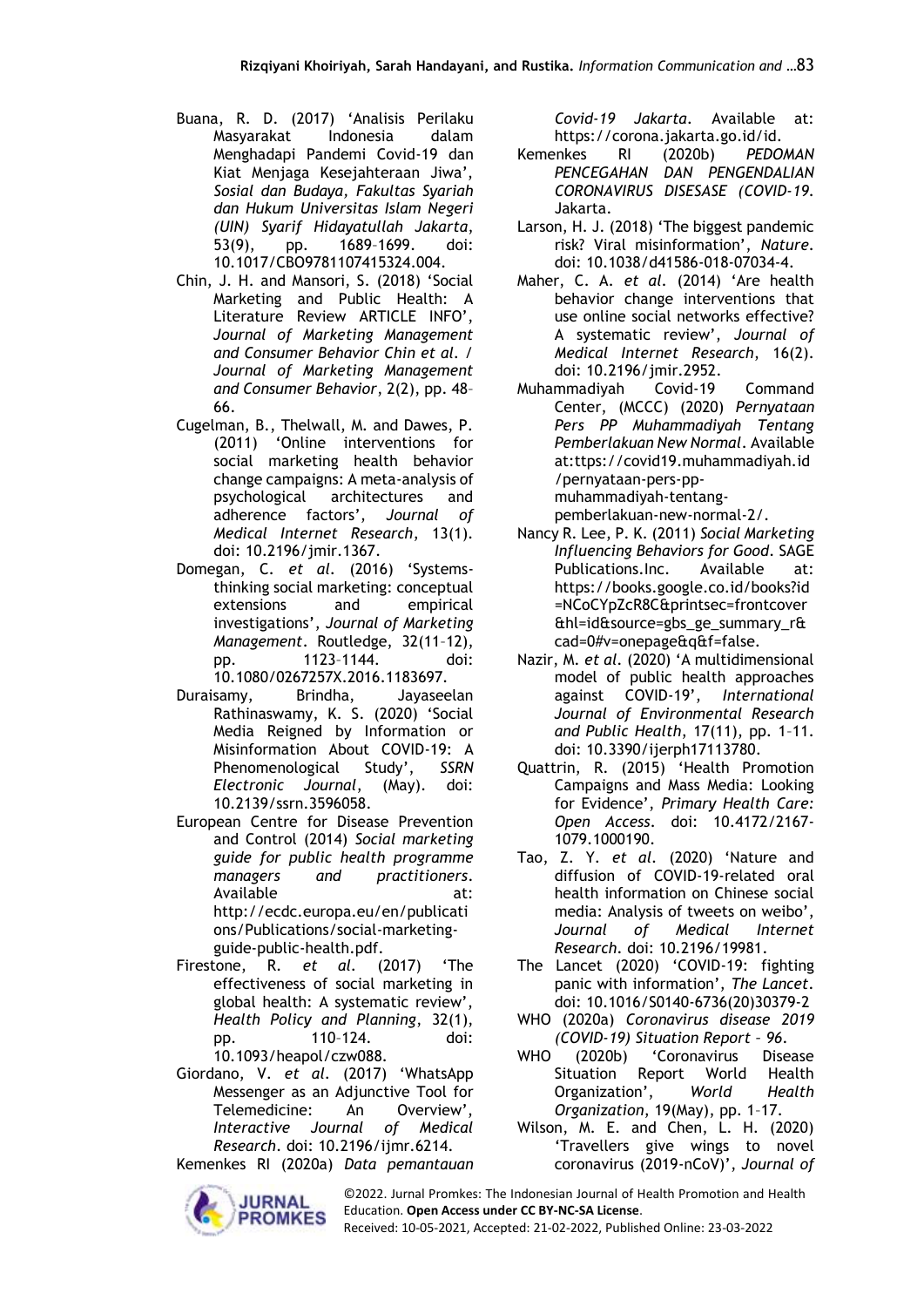Buana, R. D. (2017) 'Analisis Perilaku Masyarakat Indonesia dalam Menghadapi Pandemi Covid-19 dan Kiat Menjaga Kesejahteraan Jiwa', *Sosial dan Budaya, Fakultas Syariah dan Hukum Universitas Islam Negeri (UIN) Syarif Hidayatullah Jakarta*, 53(9), pp. 1689–1699. doi: 10.1017/CBO9781107415324.004.

Chin, J. H. and Mansori, S. (2018) 'Social Marketing and Public Health: A Literature Review ARTICLE INFO', *Journal of Marketing Management and Consumer Behavior Chin et al. / Journal of Marketing Management and Consumer Behavior*, 2(2), pp. 48–66.

Cugelman, B., Thelwall, M. and Dawes, P. (2011) 'Online interventions for social marketing health behavior change campaigns: A meta-analysis of psychological architectures and adherence factors', *Journal of Medical Internet Research*, 13(1). doi: 10.2196/jmir.1367.

Domegan, C. *et al.* (2016) 'Systems-thinking social marketing: conceptual extensions and empirical investigations', *Journal of Marketing Management*. Routledge, 32(11–12), pp. 1123–1144. doi: 10.1080/0267257X.2016.1183697.

Duraisamy, Brindha, Jayaseelan Rathinaswamy, K. S. (2020) 'Social Media Reigned by Information or Misinformation About COVID-19: A Phenomenological Study', *SSRN Electronic Journal*, (May). doi: 10.2139/ssrn.3596058.

European Centre for Disease Prevention and Control (2014) *Social marketing guide for public health programme managers and practitioners*. Available at: http://ecdc.europa.eu/en/publications/Publications/social-marketing-guide-public-health.pdf.

Firestone, R. *et al.* (2017) 'The effectiveness of social marketing in global health: A systematic review', *Health Policy and Planning*, 32(1), pp. 110–124. doi: 10.1093/heapol/czw088.

Giordano, V. *et al.* (2017) 'WhatsApp Messenger as an Adjunctive Tool for Telemedicine: An Overview', *Interactive Journal of Medical Research*. doi: 10.2196/ijmr.6214.

Kemenkes RI (2020a) *Data pemantauan Covid-19 Jakarta*. Available at: https://corona.jakarta.go.id/id.

Kemenkes RI (2020b) *PEDOMAN PENCEGAHAN DAN PENGENDALIAN CORONAVIRUS DISESASE (COVID-19*. Jakarta.

Larson, H. J. (2018) 'The biggest pandemic risk? Viral misinformation', *Nature*. doi: 10.1038/d41586-018-07034-4.

Maher, C. A. *et al.* (2014) 'Are health behavior change interventions that use online social networks effective? A systematic review', *Journal of Medical Internet Research*, 16(2). doi: 10.2196/jmir.2952.

Muhammadiyah Covid-19 Command Center, (MCCC) (2020) *Pernyataan Pers PP Muhammadiyah Tentang Pemberlakuan New Normal*. Available at:ttps://covid19.muhammadiyah.id/pernyataan-pers-pp-muhammadiyah-tentang-pemberlakuan-new-normal-2/.

Nancy R. Lee, P. K. (2011) *Social Marketing Influencing Behaviors for Good*. SAGE Publications.Inc. Available at: https://books.google.co.id/books?id=NCoCYpZcR8C&printsec=frontcover&hl=id&source=gbs_ge_summary_r&cad=0#v=onepage&q&f=false.

Nazir, M. *et al.* (2020) 'A multidimensional model of public health approaches against COVID-19', *International Journal of Environmental Research and Public Health*, 17(11), pp. 1–11. doi: 10.3390/ijerph17113780.

Quattrin, R. (2015) 'Health Promotion Campaigns and Mass Media: Looking for Evidence', *Primary Health Care: Open Access*. doi: 10.4172/2167-1079.1000190.

Tao, Z. Y. *et al.* (2020) 'Nature and diffusion of COVID-19-related oral health information on Chinese social media: Analysis of tweets on weibo', *Journal of Medical Internet Research*. doi: 10.2196/19981.

The Lancet (2020) 'COVID-19: fighting panic with information', *The Lancet*. doi: 10.1016/S0140-6736(20)30379-2

WHO (2020a) *Coronavirus disease 2019 (COVID-19) Situation Report – 96*.

WHO (2020b) 'Coronavirus Disease Situation Report World Health Organization', *World Health Organization*, 19(May), pp. 1–17.

Wilson, M. E. and Chen, L. H. (2020) 'Travellers give wings to novel coronavirus (2019-nCoV)', *Journal of*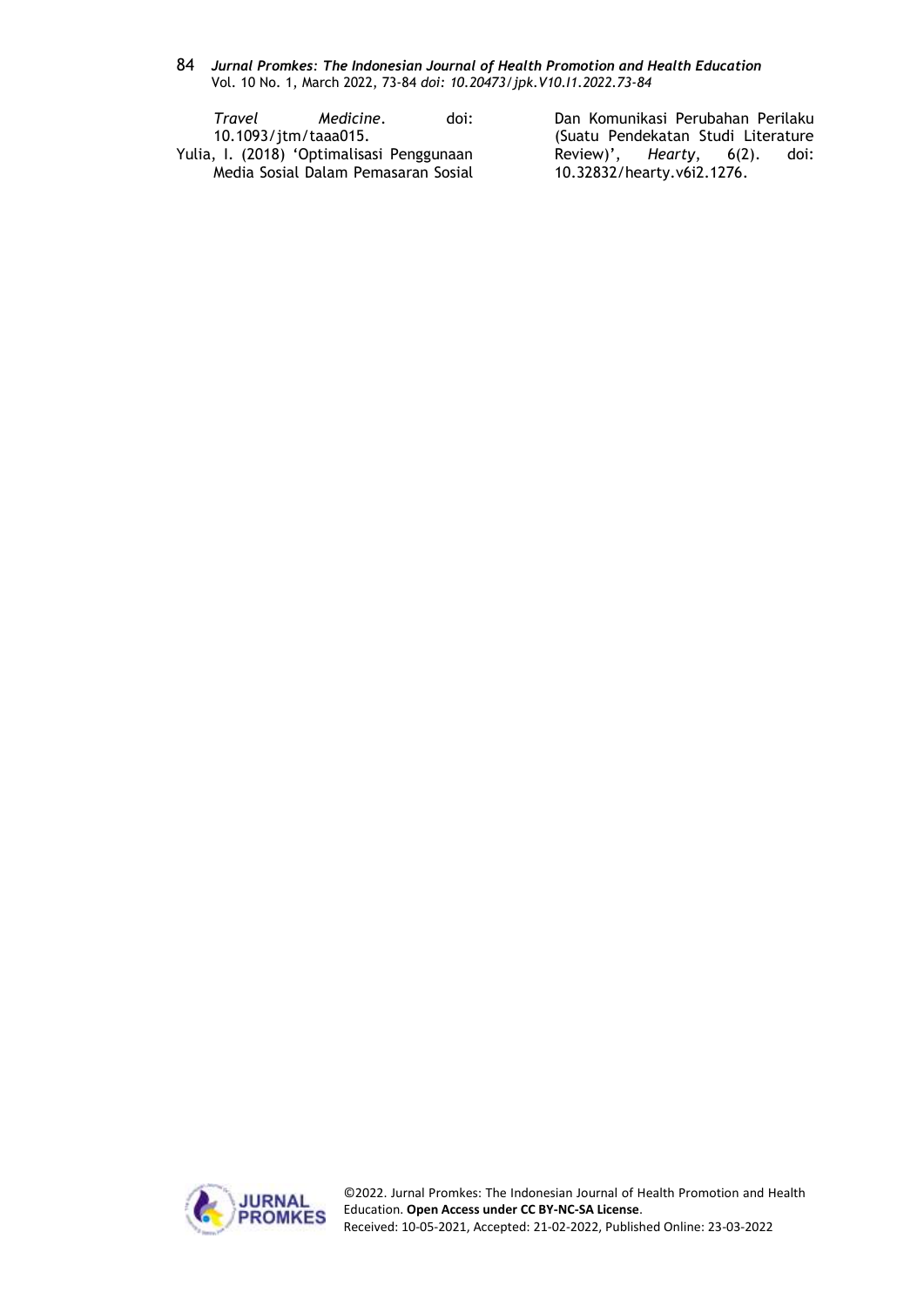*Travel Medicine*. doi: 10.1093/jtm/taaa015.

Yulia, I. (2018) 'Optimalisasi Penggunaan Media Sosial Dalam Pemasaran Sosial Dan Komunikasi Perubahan Perilaku (Suatu Pendekatan Studi Literature Review)', *Hearty*, 6(2). doi: 10.32832/hearty.v6i2.1276.

©2022. Jurnal Promkes: The Indonesian Journal of Health Promotion and Health Education. **Open Access under CC BY-NC-SA License**.
Received: 10-05-2021, Accepted: 21-02-2022, Published Online: 23-03-2022